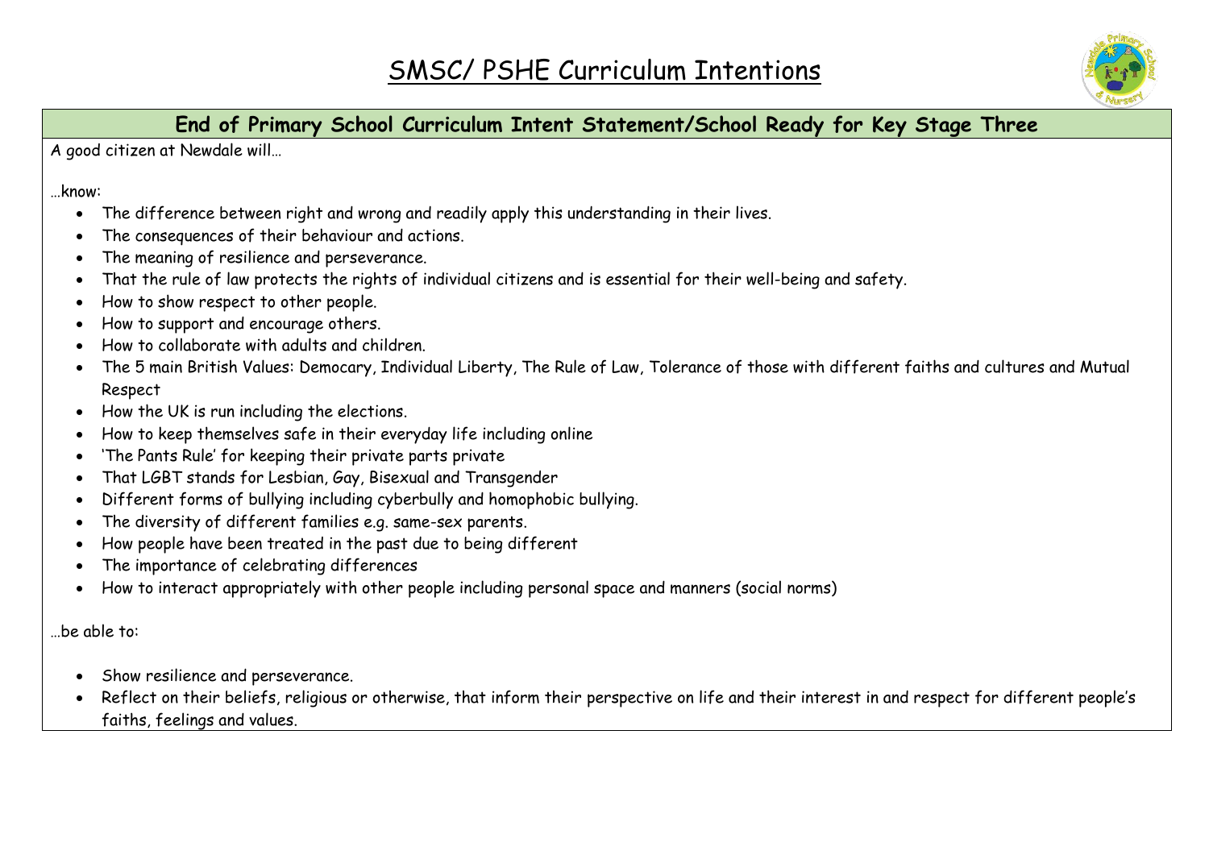# SMSC/ PSHE Curriculum Intentions

## End of Primary School Curriculum Intent Statement/School Ready for Key Stage Three

A good citizen at Newdale will…

…know:

- The difference between right and wrong and readily apply this understanding in their lives.
- The consequences of their behaviour and actions.
- The meaning of resilience and perseverance.
- That the rule of law protects the rights of individual citizens and is essential for their well-being and safety.
- How to show respect to other people.
- How to support and encourage others.
- How to collaborate with adults and children.
- The 5 main British Values: Democary, Individual Liberty, The Rule of Law, Tolerance of those with different faiths and cultures and Mutual Respect
- How the UK is run including the elections.
- How to keep themselves safe in their everyday life including online
- 'The Pants Rule' for keeping their private parts private
- That LGBT stands for Lesbian, Gay, Bisexual and Transgender
- Different forms of bullying including cyberbully and homophobic bullying.
- The diversity of different families e.g. same-sex parents.
- How people have been treated in the past due to being different
- The importance of celebrating differences
- How to interact appropriately with other people including personal space and manners (social norms)

…be able to:

- Show resilience and perseverance.
- Reflect on their beliefs, religious or otherwise, that inform their perspective on life and their interest in and respect for different people's faiths, feelings and values.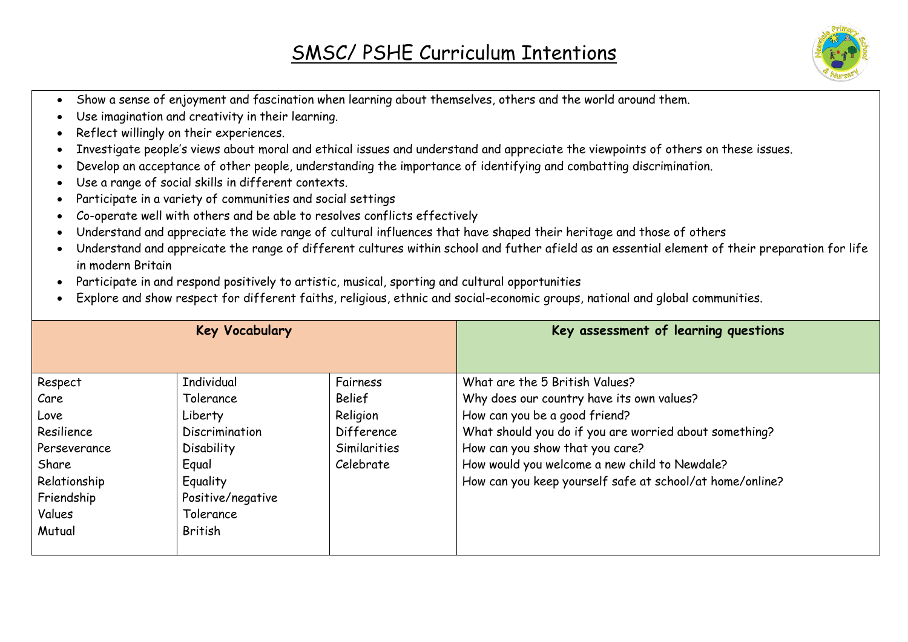# SMSC/ PSHE Curriculum Intentions

- Show a sense of enjoyment and fascination when learning about themselves, others and the world around them.
- Use imagination and creativity in their learning.
- Reflect willingly on their experiences.
- Investigate people's views about moral and ethical issues and understand and appreciate the viewpoints of others on these issues.
- Develop an acceptance of other people, understanding the importance of identifying and combatting discrimination.
- Use a range of social skills in different contexts.
- Participate in a variety of communities and social settings
- Co-operate well with others and be able to resolves conflicts effectively
- Understand and appreciate the wide range of cultural influences that have shaped their heritage and those of others
- Understand and appreicate the range of different cultures within school and futher afield as an essential element of their preparation for life in modern Britain
- Participate in and respond positively to artistic, musical, sporting and cultural opportunities
- Explore and show respect for different faiths, religious, ethnic and social-economic groups, national and global communities.

| **Key Vocabulary** | | | **Key assessment of learning questions** |
|---|---|---|---|
| Respect<br>Care<br>Love<br>Resilience<br>Perseverance<br>Share<br>Relationship<br>Friendship<br>Values<br>Mutual | Individual<br>Tolerance<br>Liberty<br>Discrimination<br>Disability<br>Equal<br>Equality<br>Positive/negative<br>Tolerance<br>British | Fairness<br>Belief<br>Religion<br>Difference<br>Similarities<br>Celebrate | What are the 5 British Values?<br>Why does our country have its own values?<br>How can you be a good friend?<br>What should you do if you are worried about something?<br>How can you show that you care?<br>How would you welcome a new child to Newdale?<br>How can you keep yourself safe at school/at home/online? |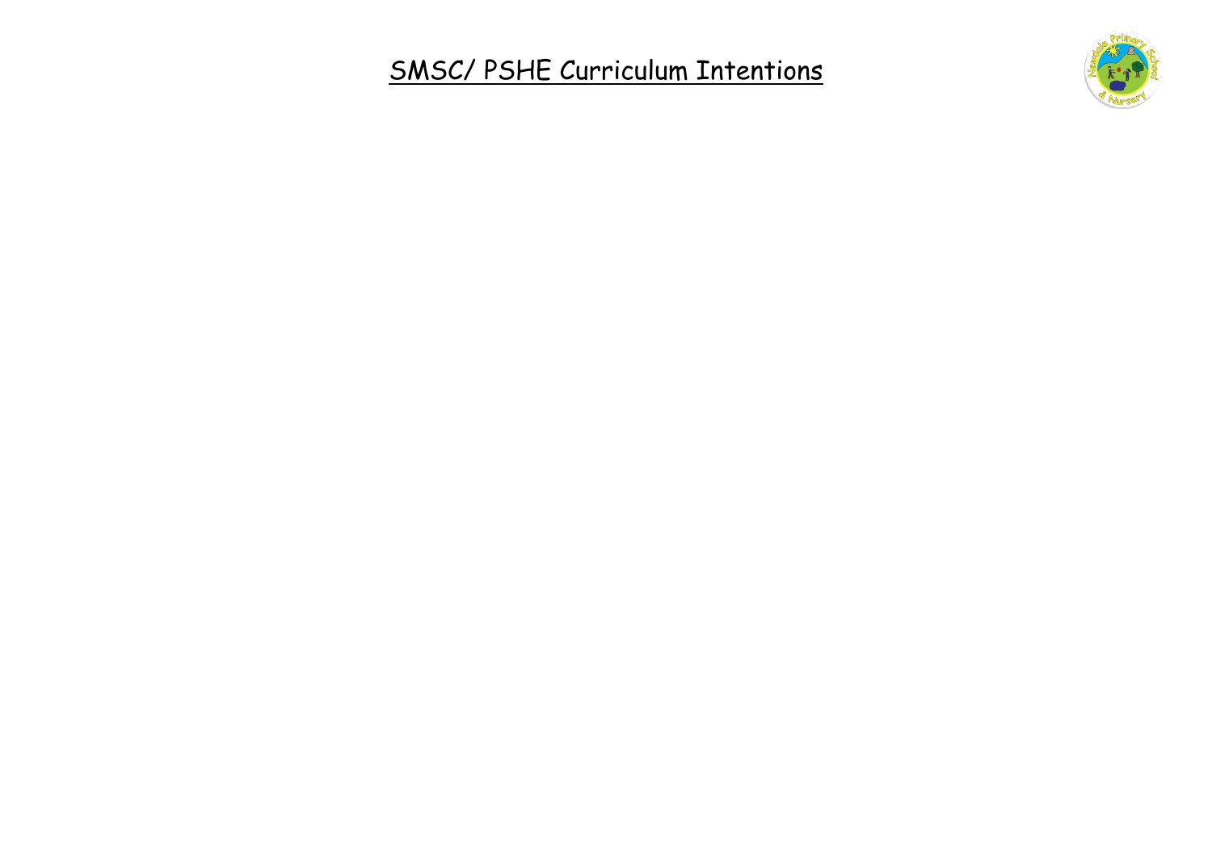# SMSC/ PSHE Curriculum Intentions